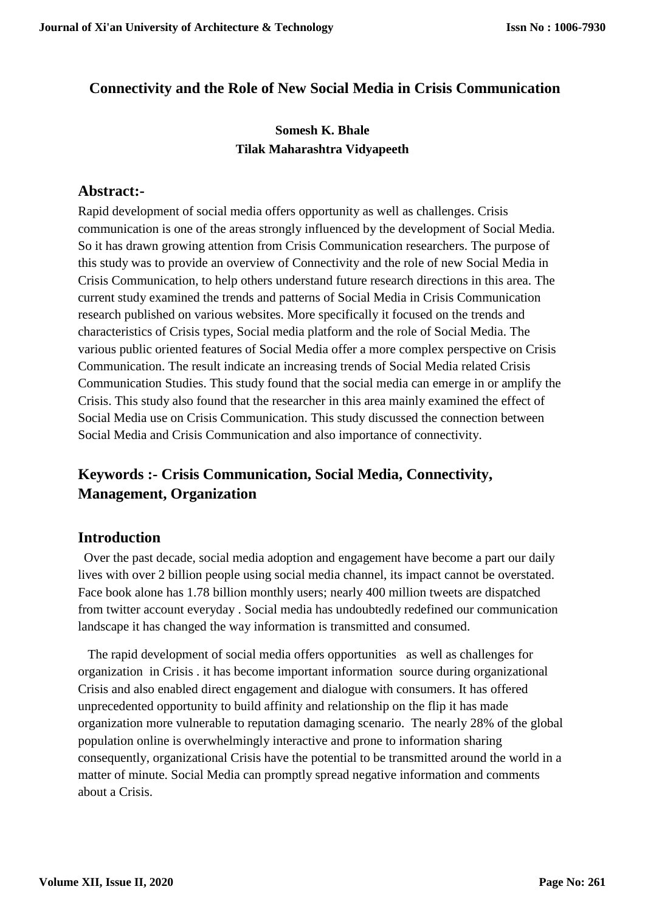# Connectivity and the Role of New Social Media in Crisis Communication

**Somesh K. Bhale**
**Tilak Maharashtra Vidyapeeth**

## Abstract:-

Rapid development of social media offers opportunity as well as challenges. Crisis communication is one of the areas strongly influenced by the development of Social Media. So it has drawn growing attention from Crisis Communication researchers. The purpose of this study was to provide an overview of Connectivity and the role of new Social Media in Crisis Communication, to help others understand future research directions in this area. The current study examined the trends and patterns of Social Media in Crisis Communication research published on various websites. More specifically it focused on the trends and characteristics of Crisis types, Social media platform and the role of Social Media. The various public oriented features of Social Media offer a more complex perspective on Crisis Communication. The result indicate an increasing trends of Social Media related Crisis Communication Studies. This study found that the social media can emerge in or amplify the Crisis. This study also found that the researcher in this area mainly examined the effect of Social Media use on Crisis Communication. This study discussed the connection between Social Media and Crisis Communication and also importance of connectivity.

## Keywords :- Crisis Communication, Social Media, Connectivity, Management, Organization

## Introduction

Over the past decade, social media adoption and engagement have become a part our daily lives with over 2 billion people using social media channel, its impact cannot be overstated. Face book alone has 1.78 billion monthly users; nearly 400 million tweets are dispatched from twitter account everyday . Social media has undoubtedly redefined our communication landscape it has changed the way information is transmitted and consumed.

The rapid development of social media offers opportunities as well as challenges for organization in Crisis . it has become important information source during organizational Crisis and also enabled direct engagement and dialogue with consumers. It has offered unprecedented opportunity to build affinity and relationship on the flip it has made organization more vulnerable to reputation damaging scenario. The nearly 28% of the global population online is overwhelmingly interactive and prone to information sharing consequently, organizational Crisis have the potential to be transmitted around the world in a matter of minute. Social Media can promptly spread negative information and comments about a Crisis.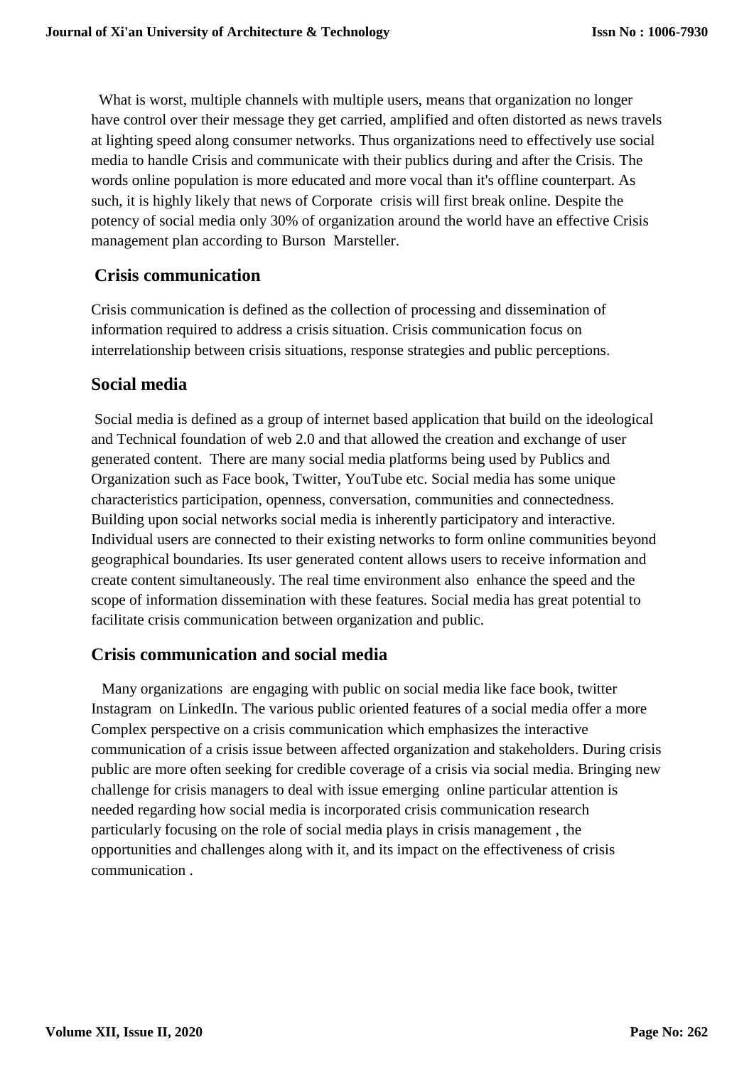What is worst, multiple channels with multiple users, means that organization no longer have control over their message they get carried, amplified and often distorted as news travels at lighting speed along consumer networks. Thus organizations need to effectively use social media to handle Crisis and communicate with their publics during and after the Crisis. The words online population is more educated and more vocal than it's offline counterpart. As such, it is highly likely that news of Corporate crisis will first break online. Despite the potency of social media only 30% of organization around the world have an effective Crisis management plan according to Burson Marsteller.

## Crisis communication

Crisis communication is defined as the collection of processing and dissemination of information required to address a crisis situation. Crisis communication focus on interrelationship between crisis situations, response strategies and public perceptions.

## Social media

Social media is defined as a group of internet based application that build on the ideological and Technical foundation of web 2.0 and that allowed the creation and exchange of user generated content. There are many social media platforms being used by Publics and Organization such as Face book, Twitter, YouTube etc. Social media has some unique characteristics participation, openness, conversation, communities and connectedness. Building upon social networks social media is inherently participatory and interactive. Individual users are connected to their existing networks to form online communities beyond geographical boundaries. Its user generated content allows users to receive information and create content simultaneously. The real time environment also enhance the speed and the scope of information dissemination with these features. Social media has great potential to facilitate crisis communication between organization and public.

## Crisis communication and social media

Many organizations are engaging with public on social media like face book, twitter Instagram on LinkedIn. The various public oriented features of a social media offer a more Complex perspective on a crisis communication which emphasizes the interactive communication of a crisis issue between affected organization and stakeholders. During crisis public are more often seeking for credible coverage of a crisis via social media. Bringing new challenge for crisis managers to deal with issue emerging online particular attention is needed regarding how social media is incorporated crisis communication research particularly focusing on the role of social media plays in crisis management , the opportunities and challenges along with it, and its impact on the effectiveness of crisis communication .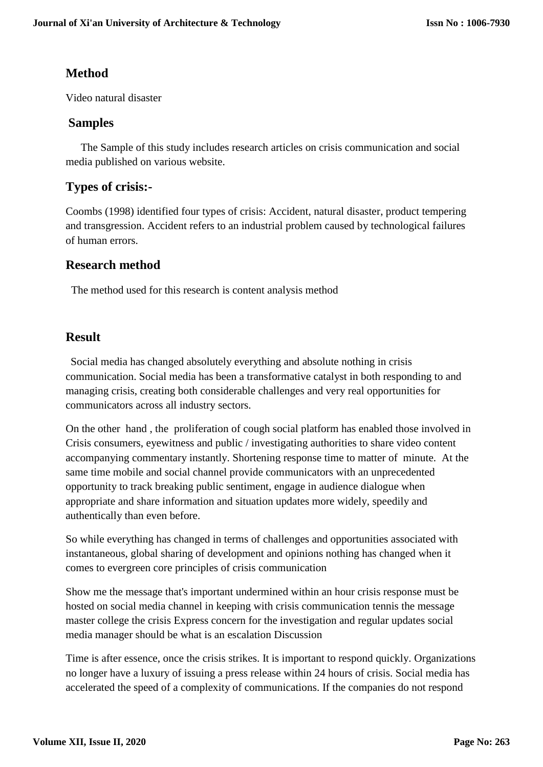## Method

Video natural disaster

## Samples

The Sample of this study includes research articles on crisis communication and social media published on various website.

## Types of crisis:-

Coombs (1998) identified four types of crisis: Accident, natural disaster, product tempering and transgression. Accident refers to an industrial problem caused by technological failures of human errors.

## Research method

The method used for this research is content analysis method

## Result

Social media has changed absolutely everything and absolute nothing in crisis communication. Social media has been a transformative catalyst in both responding to and managing crisis, creating both considerable challenges and very real opportunities for communicators across all industry sectors.

On the other hand , the proliferation of cough social platform has enabled those involved in Crisis consumers, eyewitness and public / investigating authorities to share video content accompanying commentary instantly. Shortening response time to matter of minute. At the same time mobile and social channel provide communicators with an unprecedented opportunity to track breaking public sentiment, engage in audience dialogue when appropriate and share information and situation updates more widely, speedily and authentically than even before.

So while everything has changed in terms of challenges and opportunities associated with instantaneous, global sharing of development and opinions nothing has changed when it comes to evergreen core principles of crisis communication

Show me the message that's important undermined within an hour crisis response must be hosted on social media channel in keeping with crisis communication tennis the message master college the crisis Express concern for the investigation and regular updates social media manager should be what is an escalation Discussion

Time is after essence, once the crisis strikes. It is important to respond quickly. Organizations no longer have a luxury of issuing a press release within 24 hours of crisis. Social media has accelerated the speed of a complexity of communications. If the companies do not respond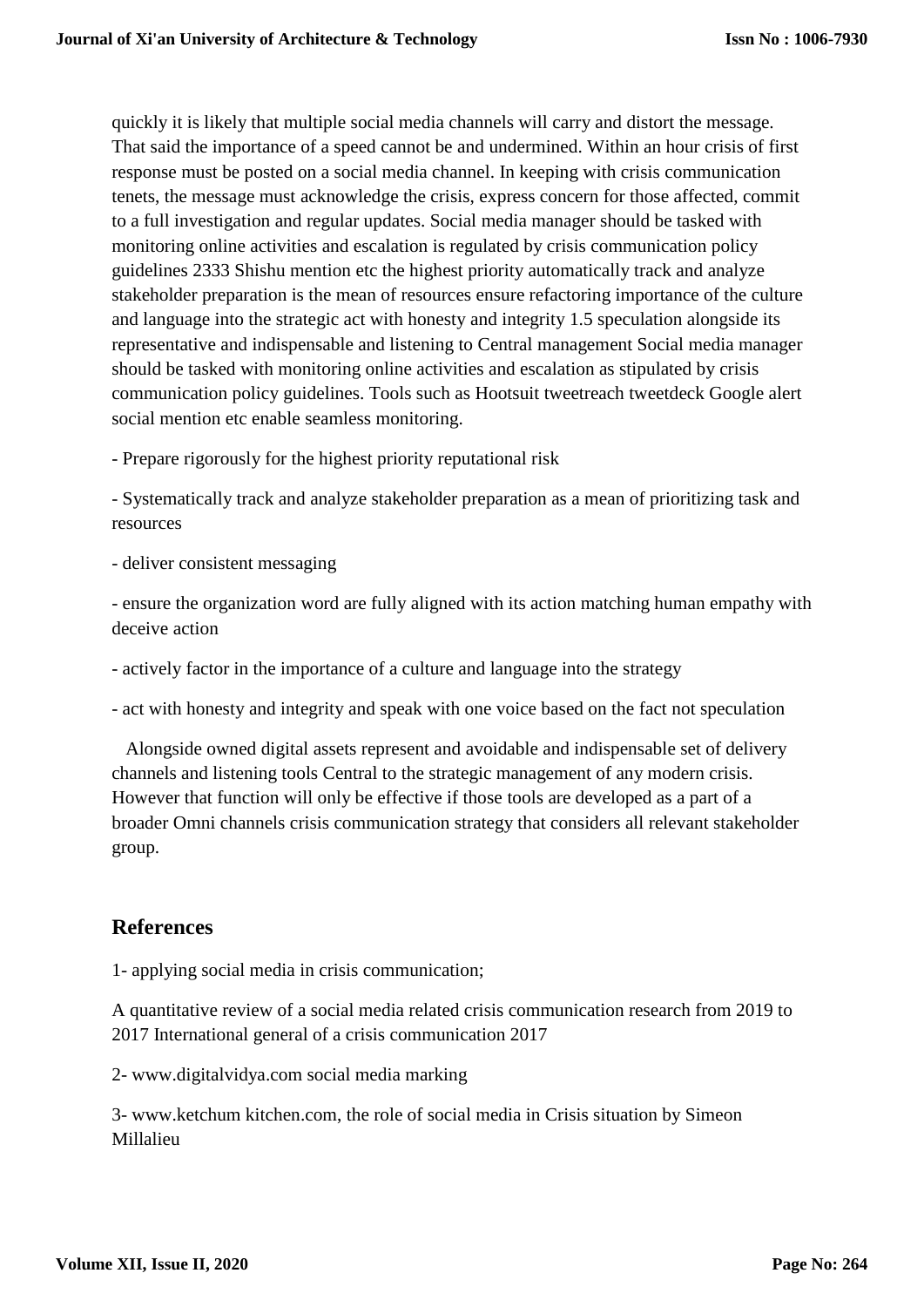quickly it is likely that multiple social media channels will carry and distort the message. That said the importance of a speed cannot be and undermined. Within an hour crisis of first response must be posted on a social media channel. In keeping with crisis communication tenets, the message must acknowledge the crisis, express concern for those affected, commit to a full investigation and regular updates. Social media manager should be tasked with monitoring online activities and escalation is regulated by crisis communication policy guidelines 2333 Shishu mention etc the highest priority automatically track and analyze stakeholder preparation is the mean of resources ensure refactoring importance of the culture and language into the strategic act with honesty and integrity 1.5 speculation alongside its representative and indispensable and listening to Central management Social media manager should be tasked with monitoring online activities and escalation as stipulated by crisis communication policy guidelines. Tools such as Hootsuit tweetreach tweetdeck Google alert social mention etc enable seamless monitoring.

- Prepare rigorously for the highest priority reputational risk

- Systematically track and analyze stakeholder preparation as a mean of prioritizing task and resources

- deliver consistent messaging

- ensure the organization word are fully aligned with its action matching human empathy with deceive action

- actively factor in the importance of a culture and language into the strategy

- act with honesty and integrity and speak with one voice based on the fact not speculation

Alongside owned digital assets represent and avoidable and indispensable set of delivery channels and listening tools Central to the strategic management of any modern crisis. However that function will only be effective if those tools are developed as a part of a broader Omni channels crisis communication strategy that considers all relevant stakeholder group.

## References

1- applying social media in crisis communication;

A quantitative review of a social media related crisis communication research from 2019 to 2017 International general of a crisis communication 2017

2- www.digitalvidya.com social media marking

3- www.ketchum kitchen.com, the role of social media in Crisis situation by Simeon Millalieu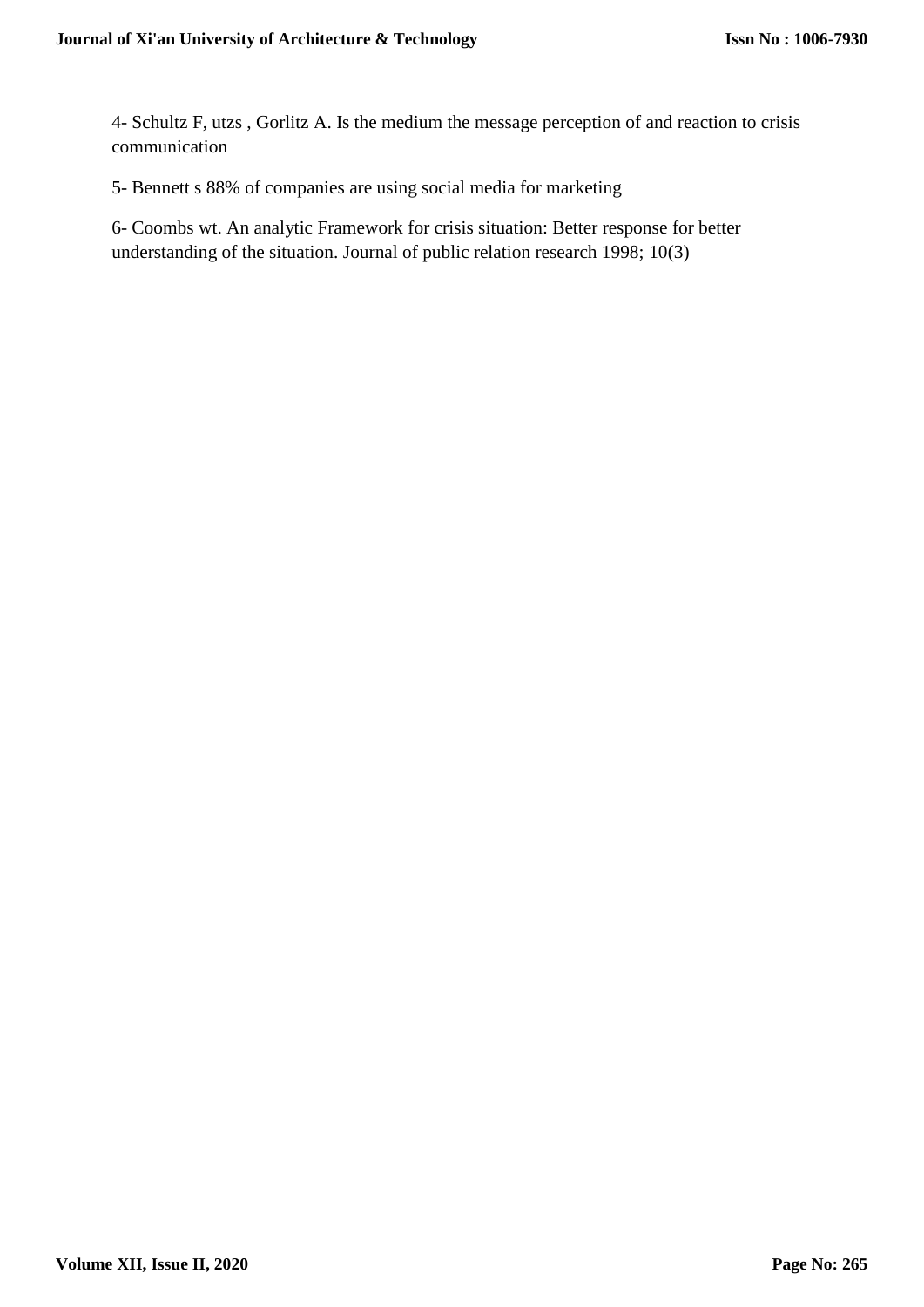4- Schultz F, utzs , Gorlitz A. Is the medium the message perception of and reaction to crisis communication

5- Bennett s 88% of companies are using social media for marketing

6- Coombs wt. An analytic Framework for crisis situation: Better response for better understanding of the situation. Journal of public relation research 1998; 10(3)